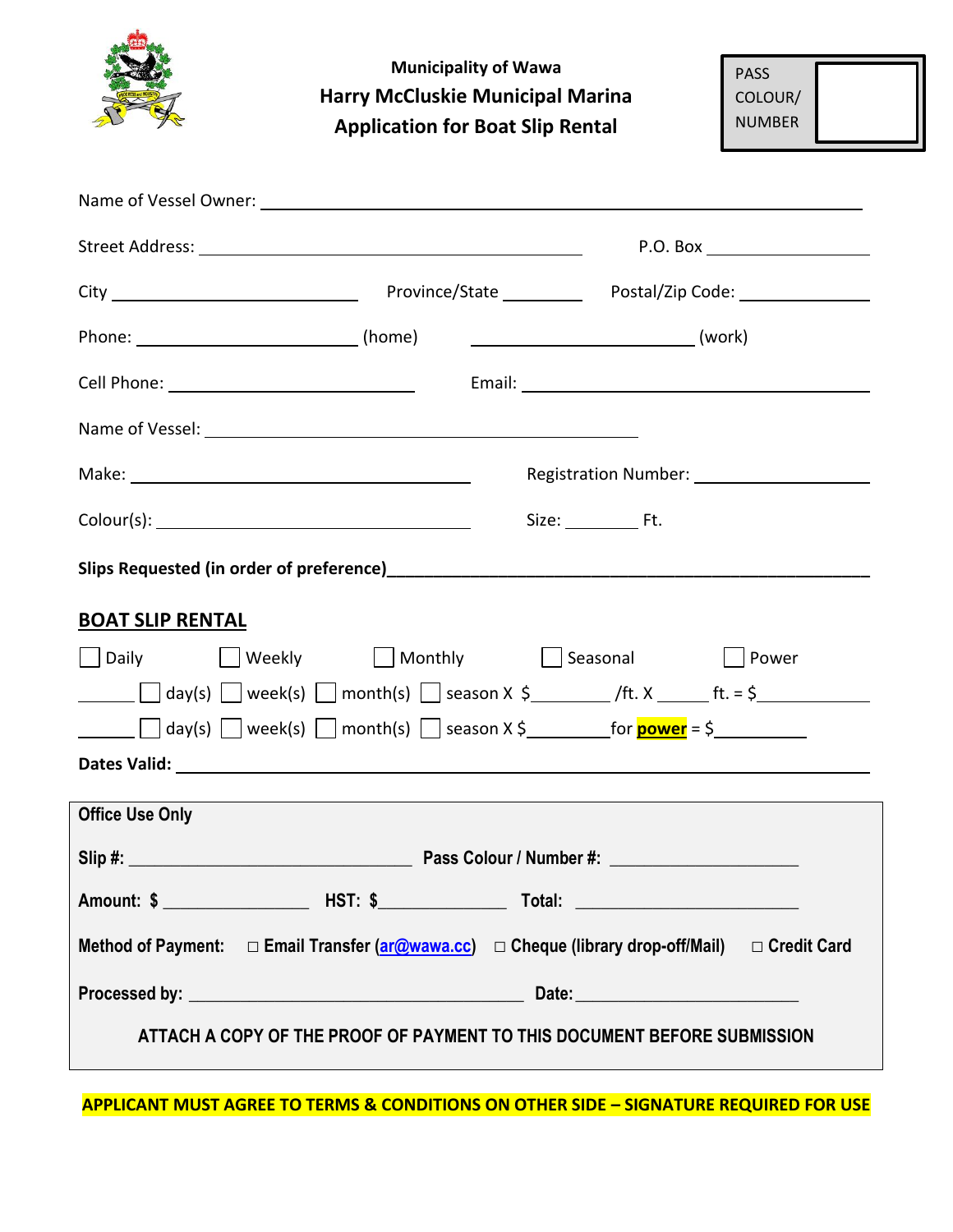**Municipality of Wawa**

# Harry McCluskie Municipal Marina
# Application for Boat Slip Rental

| PASS COLOUR/ NUMBER | |
|---|---|

Name of Vessel Owner: ______________________________________________

Street Address: ______________________________ P.O. Box ____________

City ____________________ Province/State __________ Postal/Zip Code: ____________

Phone: ____________________ (home) ____________________ (work)

Cell Phone: ____________________ Email: ______________________________

Name of Vessel: ______________________________

Make: ______________________________ Registration Number: ____________________

Colour(s): ______________________________ Size: ________ Ft.

**Slips Requested (in order of preference)**______________________________

## BOAT SLIP RENTAL

☐ Daily ☐ Weekly ☐ Monthly ☐ Seasonal ☐ Power

______ ☐ day(s) ☐ week(s) ☐ month(s) ☐ season X $________ /ft. X ______ ft. = $__________

______ ☐ day(s) ☐ week(s) ☐ month(s) ☐ season X $________ for **power** = $__________

**Dates Valid:** ______________________________________________

**Office Use Only**

**Slip #:** ______________________ **Pass Colour / Number #:** ____________________

**Amount: $** ______________ **HST: $**______________ **Total:** ____________________

**Method of Payment:** ☐ **Email Transfer (ar@wawa.cc)** ☐ **Cheque (library drop-off/Mail)** ☐ **Credit Card**

**Processed by:** ______________________________ **Date:** ____________________

**ATTACH A COPY OF THE PROOF OF PAYMENT TO THIS DOCUMENT BEFORE SUBMISSION**

**APPLICANT MUST AGREE TO TERMS & CONDITIONS ON OTHER SIDE – SIGNATURE REQUIRED FOR USE**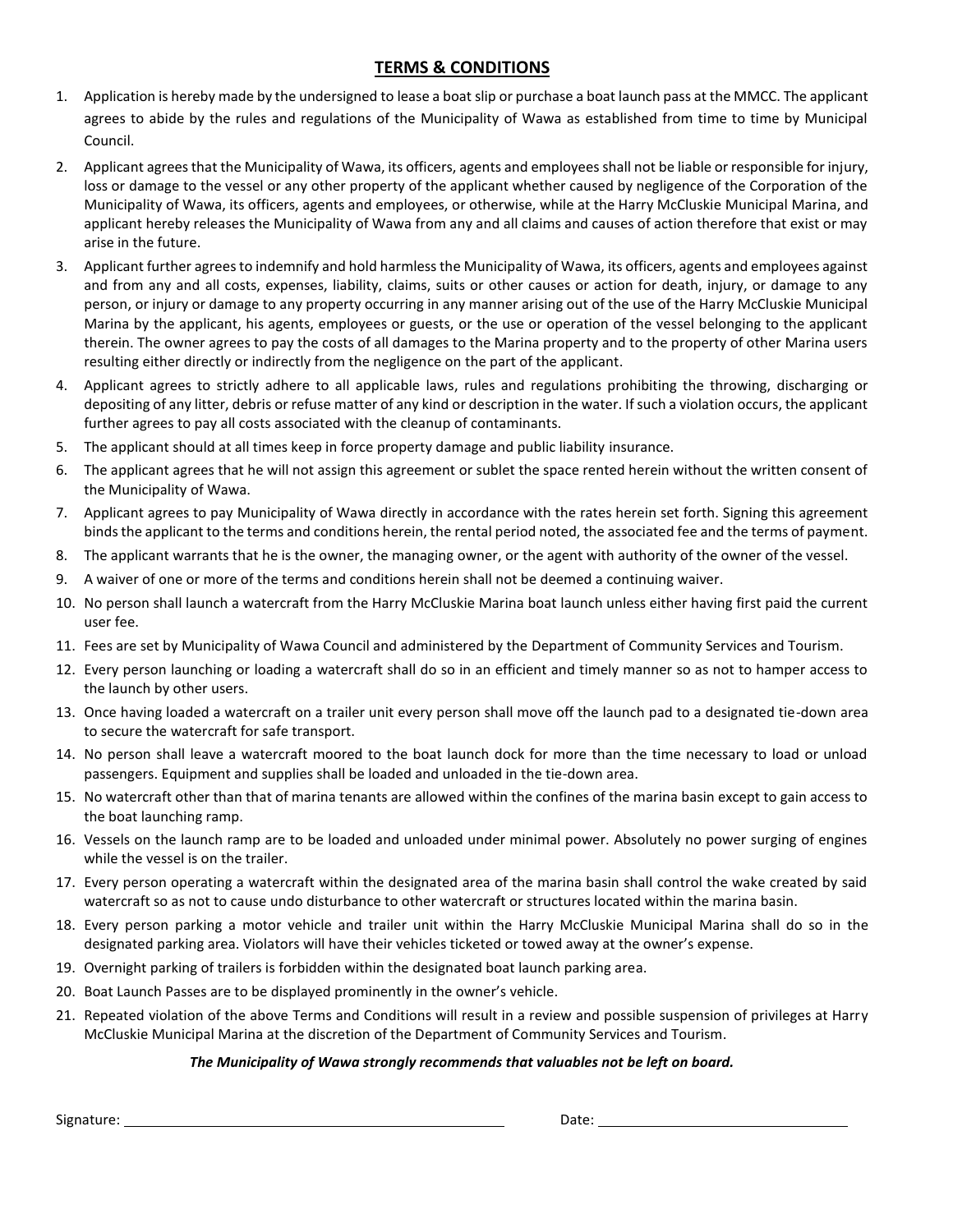## TERMS & CONDITIONS

1. Application is hereby made by the undersigned to lease a boat slip or purchase a boat launch pass at the MMCC. The applicant agrees to abide by the rules and regulations of the Municipality of Wawa as established from time to time by Municipal Council.
2. Applicant agrees that the Municipality of Wawa, its officers, agents and employees shall not be liable or responsible for injury, loss or damage to the vessel or any other property of the applicant whether caused by negligence of the Corporation of the Municipality of Wawa, its officers, agents and employees, or otherwise, while at the Harry McCluskie Municipal Marina, and applicant hereby releases the Municipality of Wawa from any and all claims and causes of action therefore that exist or may arise in the future.
3. Applicant further agrees to indemnify and hold harmless the Municipality of Wawa, its officers, agents and employees against and from any and all costs, expenses, liability, claims, suits or other causes or action for death, injury, or damage to any person, or injury or damage to any property occurring in any manner arising out of the use of the Harry McCluskie Municipal Marina by the applicant, his agents, employees or guests, or the use or operation of the vessel belonging to the applicant therein. The owner agrees to pay the costs of all damages to the Marina property and to the property of other Marina users resulting either directly or indirectly from the negligence on the part of the applicant.
4. Applicant agrees to strictly adhere to all applicable laws, rules and regulations prohibiting the throwing, discharging or depositing of any litter, debris or refuse matter of any kind or description in the water. If such a violation occurs, the applicant further agrees to pay all costs associated with the cleanup of contaminants.
5. The applicant should at all times keep in force property damage and public liability insurance.
6. The applicant agrees that he will not assign this agreement or sublet the space rented herein without the written consent of the Municipality of Wawa.
7. Applicant agrees to pay Municipality of Wawa directly in accordance with the rates herein set forth. Signing this agreement binds the applicant to the terms and conditions herein, the rental period noted, the associated fee and the terms of payment.
8. The applicant warrants that he is the owner, the managing owner, or the agent with authority of the owner of the vessel.
9. A waiver of one or more of the terms and conditions herein shall not be deemed a continuing waiver.
10. No person shall launch a watercraft from the Harry McCluskie Marina boat launch unless either having first paid the current user fee.
11. Fees are set by Municipality of Wawa Council and administered by the Department of Community Services and Tourism.
12. Every person launching or loading a watercraft shall do so in an efficient and timely manner so as not to hamper access to the launch by other users.
13. Once having loaded a watercraft on a trailer unit every person shall move off the launch pad to a designated tie-down area to secure the watercraft for safe transport.
14. No person shall leave a watercraft moored to the boat launch dock for more than the time necessary to load or unload passengers. Equipment and supplies shall be loaded and unloaded in the tie-down area.
15. No watercraft other than that of marina tenants are allowed within the confines of the marina basin except to gain access to the boat launching ramp.
16. Vessels on the launch ramp are to be loaded and unloaded under minimal power. Absolutely no power surging of engines while the vessel is on the trailer.
17. Every person operating a watercraft within the designated area of the marina basin shall control the wake created by said watercraft so as not to cause undo disturbance to other watercraft or structures located within the marina basin.
18. Every person parking a motor vehicle and trailer unit within the Harry McCluskie Municipal Marina shall do so in the designated parking area. Violators will have their vehicles ticketed or towed away at the owner's expense.
19. Overnight parking of trailers is forbidden within the designated boat launch parking area.
20. Boat Launch Passes are to be displayed prominently in the owner's vehicle.
21. Repeated violation of the above Terms and Conditions will result in a review and possible suspension of privileges at Harry McCluskie Municipal Marina at the discretion of the Department of Community Services and Tourism.

***The Municipality of Wawa strongly recommends that valuables not be left on board.***

Signature: ______________________________ Date: ______________________